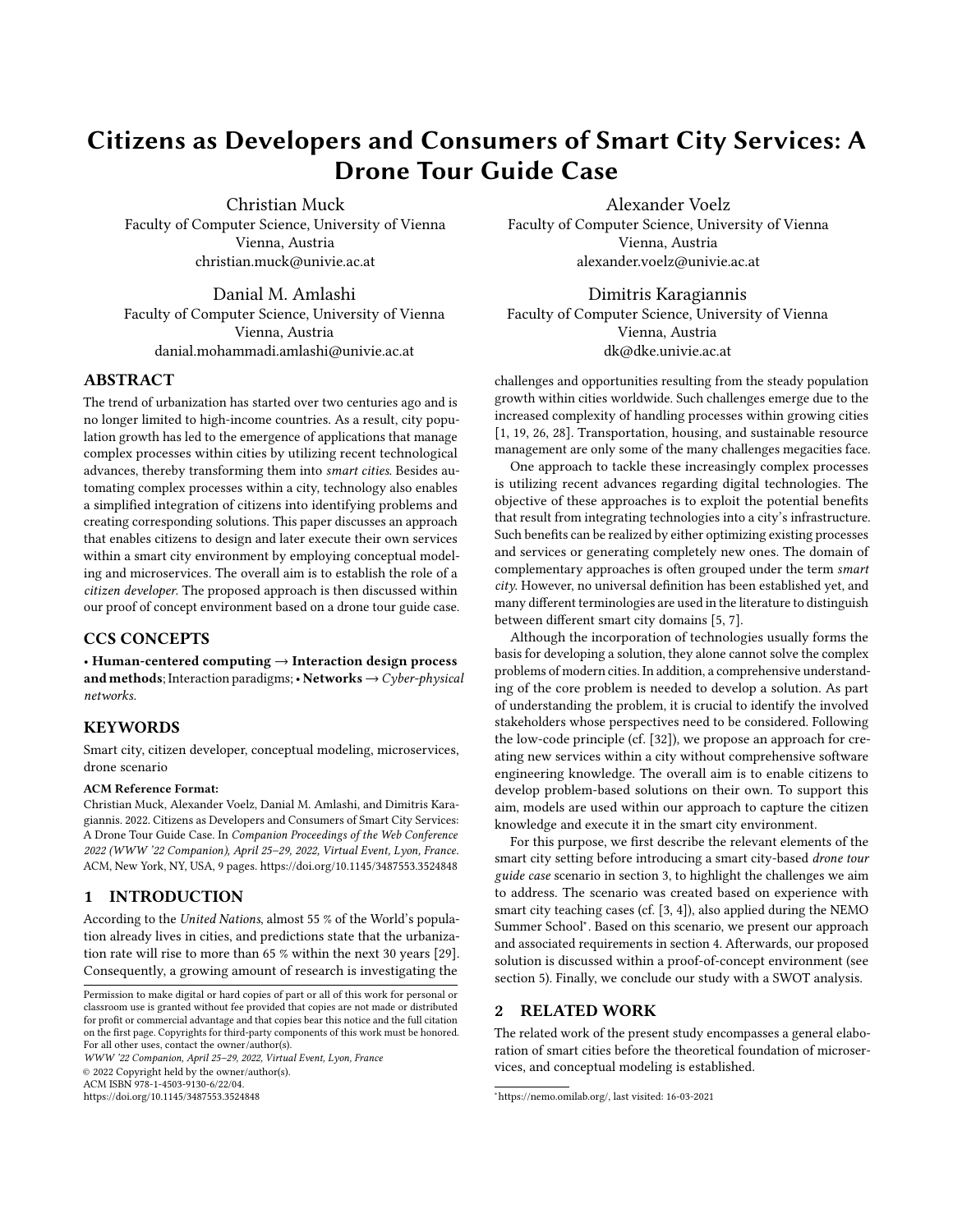# Citizens as Developers and Consumers of Smart City Services: A Drone Tour Guide Case

Christian Muck
Faculty of Computer Science, University of Vienna
Vienna, Austria
christian.muck@univie.ac.at

Alexander Voelz
Faculty of Computer Science, University of Vienna
Vienna, Austria
alexander.voelz@univie.ac.at

Danial M. Amlashi
Faculty of Computer Science, University of Vienna
Vienna, Austria
danial.mohammadi.amlashi@univie.ac.at

Dimitris Karagiannis
Faculty of Computer Science, University of Vienna
Vienna, Austria
dk@dke.univie.ac.at

## ABSTRACT

The trend of urbanization has started over two centuries ago and is no longer limited to high-income countries. As a result, city population growth has led to the emergence of applications that manage complex processes within cities by utilizing recent technological advances, thereby transforming them into *smart cities*. Besides automating complex processes within a city, technology also enables a simplified integration of citizens into identifying problems and creating corresponding solutions. This paper discusses an approach that enables citizens to design and later execute their own services within a smart city environment by employing conceptual modeling and microservices. The overall aim is to establish the role of a *citizen developer*. The proposed approach is then discussed within our proof of concept environment based on a drone tour guide case.

## CCS CONCEPTS

• **Human-centered computing** → **Interaction design process and methods**; Interaction paradigms; • **Networks** → *Cyber-physical networks*.

## KEYWORDS

Smart city, citizen developer, conceptual modeling, microservices, drone scenario

**ACM Reference Format:**
Christian Muck, Alexander Voelz, Danial M. Amlashi, and Dimitris Karagiannis. 2022. Citizens as Developers and Consumers of Smart City Services: A Drone Tour Guide Case. In *Companion Proceedings of the Web Conference 2022 (WWW '22 Companion), April 25–29, 2022, Virtual Event, Lyon, France.* ACM, New York, NY, USA, 9 pages. https://doi.org/10.1145/3487553.3524848

## 1 INTRODUCTION

According to the *United Nations*, almost 55 % of the World's population already lives in cities, and predictions state that the urbanization rate will rise to more than 65 % within the next 30 years [29]. Consequently, a growing amount of research is investigating the challenges and opportunities resulting from the steady population growth within cities worldwide. Such challenges emerge due to the increased complexity of handling processes within growing cities [1, 19, 26, 28]. Transportation, housing, and sustainable resource management are only some of the many challenges megacities face.

One approach to tackle these increasingly complex processes is utilizing recent advances regarding digital technologies. The objective of these approaches is to exploit the potential benefits that result from integrating technologies into a city's infrastructure. Such benefits can be realized by either optimizing existing processes and services or generating completely new ones. The domain of complementary approaches is often grouped under the term *smart city*. However, no universal definition has been established yet, and many different terminologies are used in the literature to distinguish between different smart city domains [5, 7].

Although the incorporation of technologies usually forms the basis for developing a solution, they alone cannot solve the complex problems of modern cities. In addition, a comprehensive understanding of the core problem is needed to develop a solution. As part of understanding the problem, it is crucial to identify the involved stakeholders whose perspectives need to be considered. Following the low-code principle (cf. [32]), we propose an approach for creating new services within a city without comprehensive software engineering knowledge. The overall aim is to enable citizens to develop problem-based solutions on their own. To support this aim, models are used within our approach to capture the citizen knowledge and execute it in the smart city environment.

For this purpose, we first describe the relevant elements of the smart city setting before introducing a smart city-based *drone tour guide case* scenario in section 3, to highlight the challenges we aim to address. The scenario was created based on experience with smart city teaching cases (cf. [3, 4]), also applied during the NEMO Summer School*. Based on this scenario, we present our approach and associated requirements in section 4. Afterwards, our proposed solution is discussed within a proof-of-concept environment (see section 5). Finally, we conclude our study with a SWOT analysis.

## 2 RELATED WORK

The related work of the present study encompasses a general elaboration of smart cities before the theoretical foundation of microservices, and conceptual modeling is established.

---

Permission to make digital or hard copies of part or all of this work for personal or classroom use is granted without fee provided that copies are not made or distributed for profit or commercial advantage and that copies bear this notice and the full citation on the first page. Copyrights for third-party components of this work must be honored. For all other uses, contact the owner/author(s).
*WWW '22 Companion, April 25–29, 2022, Virtual Event, Lyon, France*
© 2022 Copyright held by the owner/author(s).
ACM ISBN 978-1-4503-9130-6/22/04.
https://doi.org/10.1145/3487553.3524848

*https://nemo.omilab.org/, last visited: 16-03-2021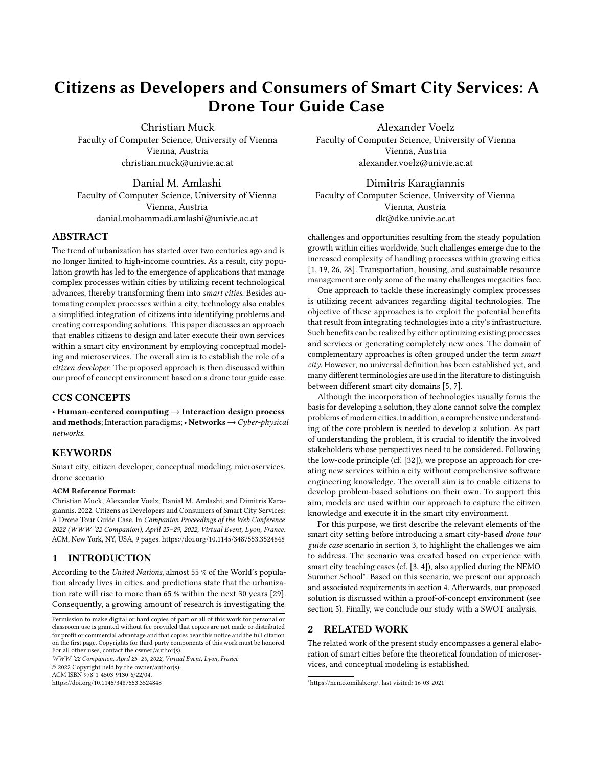# Citizens as Developers and Consumers of Smart City Services: A Drone Tour Guide Case

Christian Muck
Faculty of Computer Science, University of Vienna
Vienna, Austria
christian.muck@univie.ac.at

Alexander Voelz
Faculty of Computer Science, University of Vienna
Vienna, Austria
alexander.voelz@univie.ac.at

Danial M. Amlashi
Faculty of Computer Science, University of Vienna
Vienna, Austria
danial.mohammadi.amlashi@univie.ac.at

Dimitris Karagiannis
Faculty of Computer Science, University of Vienna
Vienna, Austria
dk@dke.univie.ac.at

## ABSTRACT

The trend of urbanization has started over two centuries ago and is no longer limited to high-income countries. As a result, city population growth has led to the emergence of applications that manage complex processes within cities by utilizing recent technological advances, thereby transforming them into *smart cities*. Besides automating complex processes within a city, technology also enables a simplified integration of citizens into identifying problems and creating corresponding solutions. This paper discusses an approach that enables citizens to design and later execute their own services within a smart city environment by employing conceptual modeling and microservices. The overall aim is to establish the role of a *citizen developer*. The proposed approach is then discussed within our proof of concept environment based on a drone tour guide case.

## CCS CONCEPTS

• **Human-centered computing → Interaction design process and methods**; Interaction paradigms; • **Networks** → *Cyber-physical networks*.

## KEYWORDS

Smart city, citizen developer, conceptual modeling, microservices, drone scenario

**ACM Reference Format:**
Christian Muck, Alexander Voelz, Danial M. Amlashi, and Dimitris Karagiannis. 2022. Citizens as Developers and Consumers of Smart City Services: A Drone Tour Guide Case. In *Companion Proceedings of the Web Conference 2022 (WWW '22 Companion), April 25–29, 2022, Virtual Event, Lyon, France.* ACM, New York, NY, USA, 9 pages. https://doi.org/10.1145/3487553.3524848

## 1 INTRODUCTION

According to the *United Nations*, almost 55 % of the World's population already lives in cities, and predictions state that the urbanization rate will rise to more than 65 % within the next 30 years [29]. Consequently, a growing amount of research is investigating the challenges and opportunities resulting from the steady population growth within cities worldwide. Such challenges emerge due to the increased complexity of handling processes within growing cities [1, 19, 26, 28]. Transportation, housing, and sustainable resource management are only some of the many challenges megacities face.

One approach to tackle these increasingly complex processes is utilizing recent advances regarding digital technologies. The objective of these approaches is to exploit the potential benefits that result from integrating technologies into a city's infrastructure. Such benefits can be realized by either optimizing existing processes and services or generating completely new ones. The domain of complementary approaches is often grouped under the term *smart city*. However, no universal definition has been established yet, and many different terminologies are used in the literature to distinguish between different smart city domains [5, 7].

Although the incorporation of technologies usually forms the basis for developing a solution, they alone cannot solve the complex problems of modern cities. In addition, a comprehensive understanding of the core problem is needed to develop a solution. As part of understanding the problem, it is crucial to identify the involved stakeholders whose perspectives need to be considered. Following the low-code principle (cf. [32]), we propose an approach for creating new services within a city without comprehensive software engineering knowledge. The overall aim is to enable citizens to develop problem-based solutions on their own. To support this aim, models are used within our approach to capture the citizen knowledge and execute it in the smart city environment.

For this purpose, we first describe the relevant elements of the smart city setting before introducing a smart city-based *drone tour guide case* scenario in section 3, to highlight the challenges we aim to address. The scenario was created based on experience with smart city teaching cases (cf. [3, 4]), also applied during the NEMO Summer School*. Based on this scenario, we present our approach and associated requirements in section 4. Afterwards, our proposed solution is discussed within a proof-of-concept environment (see section 5). Finally, we conclude our study with a SWOT analysis.

## 2 RELATED WORK

The related work of the present study encompasses a general elaboration of smart cities before the theoretical foundation of microservices, and conceptual modeling is established.

Permission to make digital or hard copies of part or all of this work for personal or classroom use is granted without fee provided that copies are not made or distributed for profit or commercial advantage and that copies bear this notice and the full citation on the first page. Copyrights for third-party components of this work must be honored. For all other uses, contact the owner/author(s).
*WWW '22 Companion, April 25–29, 2022, Virtual Event, Lyon, France*
© 2022 Copyright held by the owner/author(s).
ACM ISBN 978-1-4503-9130-6/22/04.
https://doi.org/10.1145/3487553.3524848

*https://nemo.omilab.org/, last visited: 16-03-2021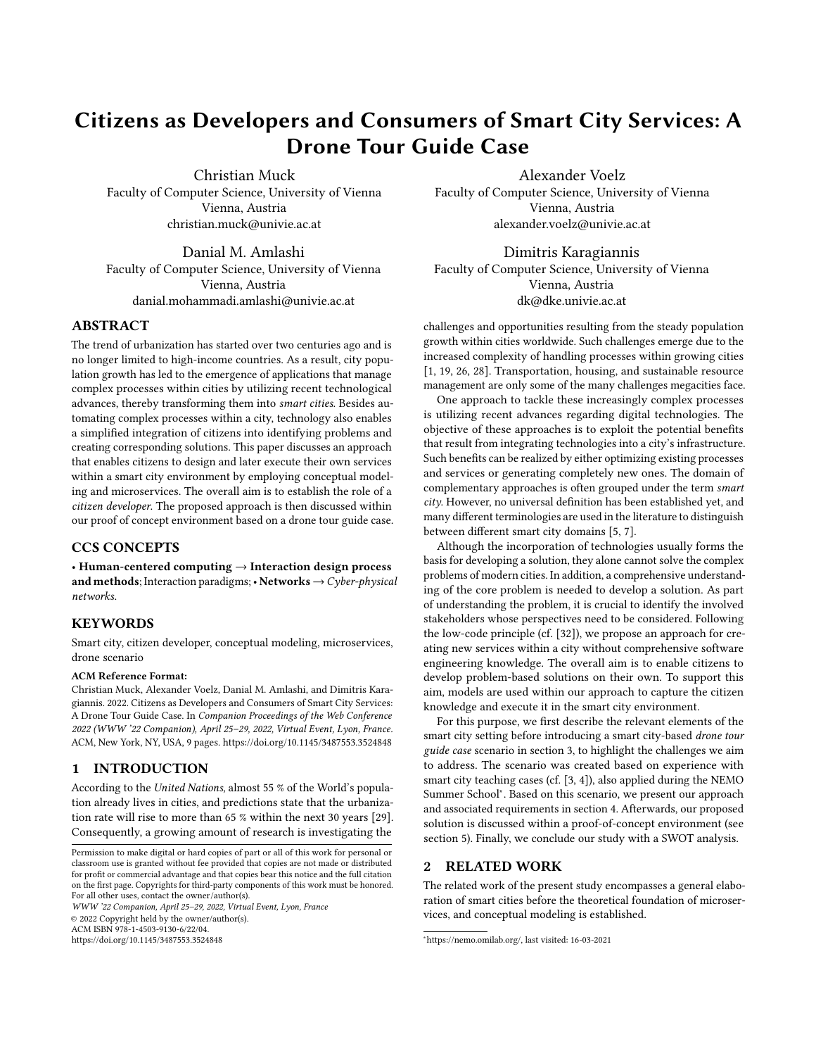# Citizens as Developers and Consumers of Smart City Services: A Drone Tour Guide Case

Christian Muck
Faculty of Computer Science, University of Vienna
Vienna, Austria
christian.muck@univie.ac.at

Alexander Voelz
Faculty of Computer Science, University of Vienna
Vienna, Austria
alexander.voelz@univie.ac.at

Danial M. Amlashi
Faculty of Computer Science, University of Vienna
Vienna, Austria
danial.mohammadi.amlashi@univie.ac.at

Dimitris Karagiannis
Faculty of Computer Science, University of Vienna
Vienna, Austria
dk@dke.univie.ac.at

## ABSTRACT

The trend of urbanization has started over two centuries ago and is no longer limited to high-income countries. As a result, city population growth has led to the emergence of applications that manage complex processes within cities by utilizing recent technological advances, thereby transforming them into *smart cities*. Besides automating complex processes within a city, technology also enables a simplified integration of citizens into identifying problems and creating corresponding solutions. This paper discusses an approach that enables citizens to design and later execute their own services within a smart city environment by employing conceptual modeling and microservices. The overall aim is to establish the role of a *citizen developer*. The proposed approach is then discussed within our proof of concept environment based on a drone tour guide case.

## CCS CONCEPTS

• **Human-centered computing → Interaction design process and methods**; Interaction paradigms; • **Networks →** *Cyber-physical networks.*

## KEYWORDS

Smart city, citizen developer, conceptual modeling, microservices, drone scenario

**ACM Reference Format:**
Christian Muck, Alexander Voelz, Danial M. Amlashi, and Dimitris Karagiannis. 2022. Citizens as Developers and Consumers of Smart City Services: A Drone Tour Guide Case. In *Companion Proceedings of the Web Conference 2022 (WWW '22 Companion), April 25–29, 2022, Virtual Event, Lyon, France.* ACM, New York, NY, USA, 9 pages. https://doi.org/10.1145/3487553.3524848

## 1 INTRODUCTION

According to the *United Nations*, almost 55 % of the World's population already lives in cities, and predictions state that the urbanization rate will rise to more than 65 % within the next 30 years [29]. Consequently, a growing amount of research is investigating the challenges and opportunities resulting from the steady population growth within cities worldwide. Such challenges emerge due to the increased complexity of handling processes within growing cities [1, 19, 26, 28]. Transportation, housing, and sustainable resource management are only some of the many challenges megacities face.

One approach to tackle these increasingly complex processes is utilizing recent advances regarding digital technologies. The objective of these approaches is to exploit the potential benefits that result from integrating technologies into a city's infrastructure. Such benefits can be realized by either optimizing existing processes and services or generating completely new ones. The domain of complementary approaches is often grouped under the term *smart city*. However, no universal definition has been established yet, and many different terminologies are used in the literature to distinguish between different smart city domains [5, 7].

Although the incorporation of technologies usually forms the basis for developing a solution, they alone cannot solve the complex problems of modern cities. In addition, a comprehensive understanding of the core problem is needed to develop a solution. As part of understanding the problem, it is crucial to identify the involved stakeholders whose perspectives need to be considered. Following the low-code principle (cf. [32]), we propose an approach for creating new services within a city without comprehensive software engineering knowledge. The overall aim is to enable citizens to develop problem-based solutions on their own. To support this aim, models are used within our approach to capture the citizen knowledge and execute it in the smart city environment.

For this purpose, we first describe the relevant elements of the smart city setting before introducing a smart city-based *drone tour guide case* scenario in section 3, to highlight the challenges we aim to address. The scenario was created based on experience with smart city teaching cases (cf. [3, 4]), also applied during the NEMO Summer School*. Based on this scenario, we present our approach and associated requirements in section 4. Afterwards, our proposed solution is discussed within a proof-of-concept environment (see section 5). Finally, we conclude our study with a SWOT analysis.

## 2 RELATED WORK

The related work of the present study encompasses a general elaboration of smart cities before the theoretical foundation of microservices, and conceptual modeling is established.

Permission to make digital or hard copies of part or all of this work for personal or classroom use is granted without fee provided that copies are not made or distributed for profit or commercial advantage and that copies bear this notice and the full citation on the first page. Copyrights for third-party components of this work must be honored. For all other uses, contact the owner/author(s).
*WWW '22 Companion, April 25–29, 2022, Virtual Event, Lyon, France*
© 2022 Copyright held by the owner/author(s).
ACM ISBN 978-1-4503-9130-6/22/04.
https://doi.org/10.1145/3487553.3524848

*https://nemo.omilab.org/, last visited: 16-03-2021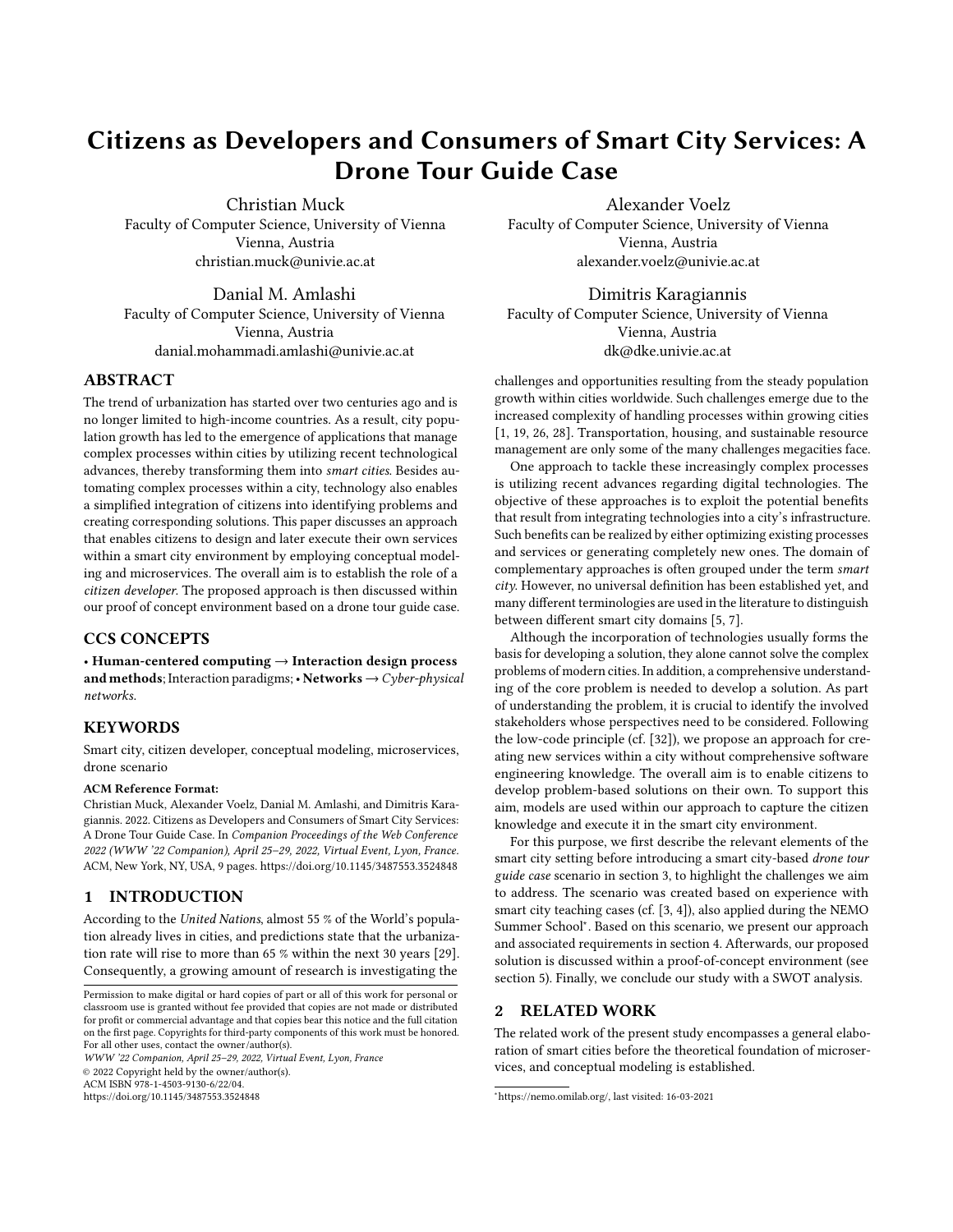# Citizens as Developers and Consumers of Smart City Services: A Drone Tour Guide Case

Christian Muck
Faculty of Computer Science, University of Vienna
Vienna, Austria
christian.muck@univie.ac.at

Alexander Voelz
Faculty of Computer Science, University of Vienna
Vienna, Austria
alexander.voelz@univie.ac.at

Danial M. Amlashi
Faculty of Computer Science, University of Vienna
Vienna, Austria
danial.mohammadi.amlashi@univie.ac.at

Dimitris Karagiannis
Faculty of Computer Science, University of Vienna
Vienna, Austria
dk@dke.univie.ac.at

## ABSTRACT

The trend of urbanization has started over two centuries ago and is no longer limited to high-income countries. As a result, city population growth has led to the emergence of applications that manage complex processes within cities by utilizing recent technological advances, thereby transforming them into *smart cities*. Besides automating complex processes within a city, technology also enables a simplified integration of citizens into identifying problems and creating corresponding solutions. This paper discusses an approach that enables citizens to design and later execute their own services within a smart city environment by employing conceptual modeling and microservices. The overall aim is to establish the role of a *citizen developer*. The proposed approach is then discussed within our proof of concept environment based on a drone tour guide case.

## CCS CONCEPTS

• **Human-centered computing → Interaction design process and methods**; Interaction paradigms; • **Networks →** *Cyber-physical networks*.

## KEYWORDS

Smart city, citizen developer, conceptual modeling, microservices, drone scenario

**ACM Reference Format:**

Christian Muck, Alexander Voelz, Danial M. Amlashi, and Dimitris Karagiannis. 2022. Citizens as Developers and Consumers of Smart City Services: A Drone Tour Guide Case. In *Companion Proceedings of the Web Conference 2022 (WWW '22 Companion), April 25–29, 2022, Virtual Event, Lyon, France.* ACM, New York, NY, USA, 9 pages. https://doi.org/10.1145/3487553.3524848

## 1 INTRODUCTION

According to the *United Nations*, almost 55 % of the World's population already lives in cities, and predictions state that the urbanization rate will rise to more than 65 % within the next 30 years [29]. Consequently, a growing amount of research is investigating the challenges and opportunities resulting from the steady population growth within cities worldwide. Such challenges emerge due to the increased complexity of handling processes within growing cities [1, 19, 26, 28]. Transportation, housing, and sustainable resource management are only some of the many challenges megacities face.

One approach to tackle these increasingly complex processes is utilizing recent advances regarding digital technologies. The objective of these approaches is to exploit the potential benefits that result from integrating technologies into a city's infrastructure. Such benefits can be realized by either optimizing existing processes and services or generating completely new ones. The domain of complementary approaches is often grouped under the term *smart city*. However, no universal definition has been established yet, and many different terminologies are used in the literature to distinguish between different smart city domains [5, 7].

Although the incorporation of technologies usually forms the basis for developing a solution, they alone cannot solve the complex problems of modern cities. In addition, a comprehensive understanding of the core problem is needed to develop a solution. As part of understanding the problem, it is crucial to identify the involved stakeholders whose perspectives need to be considered. Following the low-code principle (cf. [32]), we propose an approach for creating new services within a city without comprehensive software engineering knowledge. The overall aim is to enable citizens to develop problem-based solutions on their own. To support this aim, models are used within our approach to capture the citizen knowledge and execute it in the smart city environment.

For this purpose, we first describe the relevant elements of the smart city setting before introducing a smart city-based *drone tour guide case* scenario in section 3, to highlight the challenges we aim to address. The scenario was created based on experience with smart city teaching cases (cf. [3, 4]), also applied during the NEMO Summer School*. Based on this scenario, we present our approach and associated requirements in section 4. Afterwards, our proposed solution is discussed within a proof-of-concept environment (see section 5). Finally, we conclude our study with a SWOT analysis.

## 2 RELATED WORK

The related work of the present study encompasses a general elaboration of smart cities before the theoretical foundation of microservices, and conceptual modeling is established.

Permission to make digital or hard copies of part or all of this work for personal or classroom use is granted without fee provided that copies are not made or distributed for profit or commercial advantage and that copies bear this notice and the full citation on the first page. Copyrights for third-party components of this work must be honored. For all other uses, contact the owner/author(s).

*WWW '22 Companion, April 25–29, 2022, Virtual Event, Lyon, France*
© 2022 Copyright held by the owner/author(s).
ACM ISBN 978-1-4503-9130-6/22/04.
https://doi.org/10.1145/3487553.3524848

*https://nemo.omilab.org/, last visited: 16-03-2021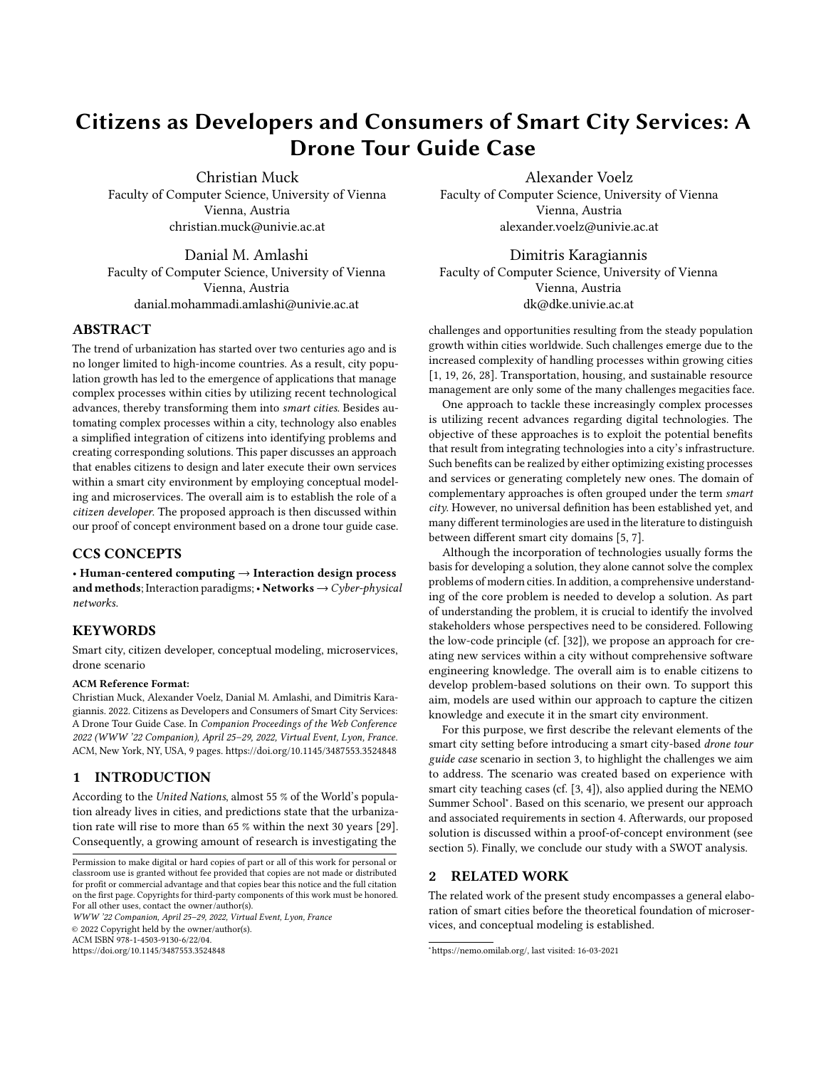# Citizens as Developers and Consumers of Smart City Services: A Drone Tour Guide Case

Christian Muck
Faculty of Computer Science, University of Vienna
Vienna, Austria
christian.muck@univie.ac.at

Alexander Voelz
Faculty of Computer Science, University of Vienna
Vienna, Austria
alexander.voelz@univie.ac.at

Danial M. Amlashi
Faculty of Computer Science, University of Vienna
Vienna, Austria
danial.mohammadi.amlashi@univie.ac.at

Dimitris Karagiannis
Faculty of Computer Science, University of Vienna
Vienna, Austria
dk@dke.univie.ac.at

## ABSTRACT

The trend of urbanization has started over two centuries ago and is no longer limited to high-income countries. As a result, city population growth has led to the emergence of applications that manage complex processes within cities by utilizing recent technological advances, thereby transforming them into *smart cities*. Besides automating complex processes within a city, technology also enables a simplified integration of citizens into identifying problems and creating corresponding solutions. This paper discusses an approach that enables citizens to design and later execute their own services within a smart city environment by employing conceptual modeling and microservices. The overall aim is to establish the role of a *citizen developer*. The proposed approach is then discussed within our proof of concept environment based on a drone tour guide case.

## CCS CONCEPTS

• **Human-centered computing** → **Interaction design process and methods**; Interaction paradigms; • **Networks** → *Cyber-physical networks*.

## KEYWORDS

Smart city, citizen developer, conceptual modeling, microservices, drone scenario

**ACM Reference Format:**
Christian Muck, Alexander Voelz, Danial M. Amlashi, and Dimitris Karagiannis. 2022. Citizens as Developers and Consumers of Smart City Services: A Drone Tour Guide Case. In *Companion Proceedings of the Web Conference 2022 (WWW '22 Companion), April 25–29, 2022, Virtual Event, Lyon, France.* ACM, New York, NY, USA, 9 pages. https://doi.org/10.1145/3487553.3524848

## 1 INTRODUCTION

According to the *United Nations*, almost 55 % of the World's population already lives in cities, and predictions state that the urbanization rate will rise to more than 65 % within the next 30 years [29]. Consequently, a growing amount of research is investigating the challenges and opportunities resulting from the steady population growth within cities worldwide. Such challenges emerge due to the increased complexity of handling processes within growing cities [1, 19, 26, 28]. Transportation, housing, and sustainable resource management are only some of the many challenges megacities face.

One approach to tackle these increasingly complex processes is utilizing recent advances regarding digital technologies. The objective of these approaches is to exploit the potential benefits that result from integrating technologies into a city's infrastructure. Such benefits can be realized by either optimizing existing processes and services or generating completely new ones. The domain of complementary approaches is often grouped under the term *smart city*. However, no universal definition has been established yet, and many different terminologies are used in the literature to distinguish between different smart city domains [5, 7].

Although the incorporation of technologies usually forms the basis for developing a solution, they alone cannot solve the complex problems of modern cities. In addition, a comprehensive understanding of the core problem is needed to develop a solution. As part of understanding the problem, it is crucial to identify the involved stakeholders whose perspectives need to be considered. Following the low-code principle (cf. [32]), we propose an approach for creating new services within a city without comprehensive software engineering knowledge. The overall aim is to enable citizens to develop problem-based solutions on their own. To support this aim, models are used within our approach to capture the citizen knowledge and execute it in the smart city environment.

For this purpose, we first describe the relevant elements of the smart city setting before introducing a smart city-based *drone tour guide case* scenario in section 3, to highlight the challenges we aim to address. The scenario was created based on experience with smart city teaching cases (cf. [3, 4]), also applied during the NEMO Summer School*. Based on this scenario, we present our approach and associated requirements in section 4. Afterwards, our proposed solution is discussed within a proof-of-concept environment (see section 5). Finally, we conclude our study with a SWOT analysis.

## 2 RELATED WORK

The related work of the present study encompasses a general elaboration of smart cities before the theoretical foundation of microservices, and conceptual modeling is established.

---

Permission to make digital or hard copies of part or all of this work for personal or classroom use is granted without fee provided that copies are not made or distributed for profit or commercial advantage and that copies bear this notice and the full citation on the first page. Copyrights for third-party components of this work must be honored. For all other uses, contact the owner/author(s).
*WWW '22 Companion, April 25–29, 2022, Virtual Event, Lyon, France*
© 2022 Copyright held by the owner/author(s).
ACM ISBN 978-1-4503-9130-6/22/04.
https://doi.org/10.1145/3487553.3524848

*https://nemo.omilab.org/, last visited: 16-03-2021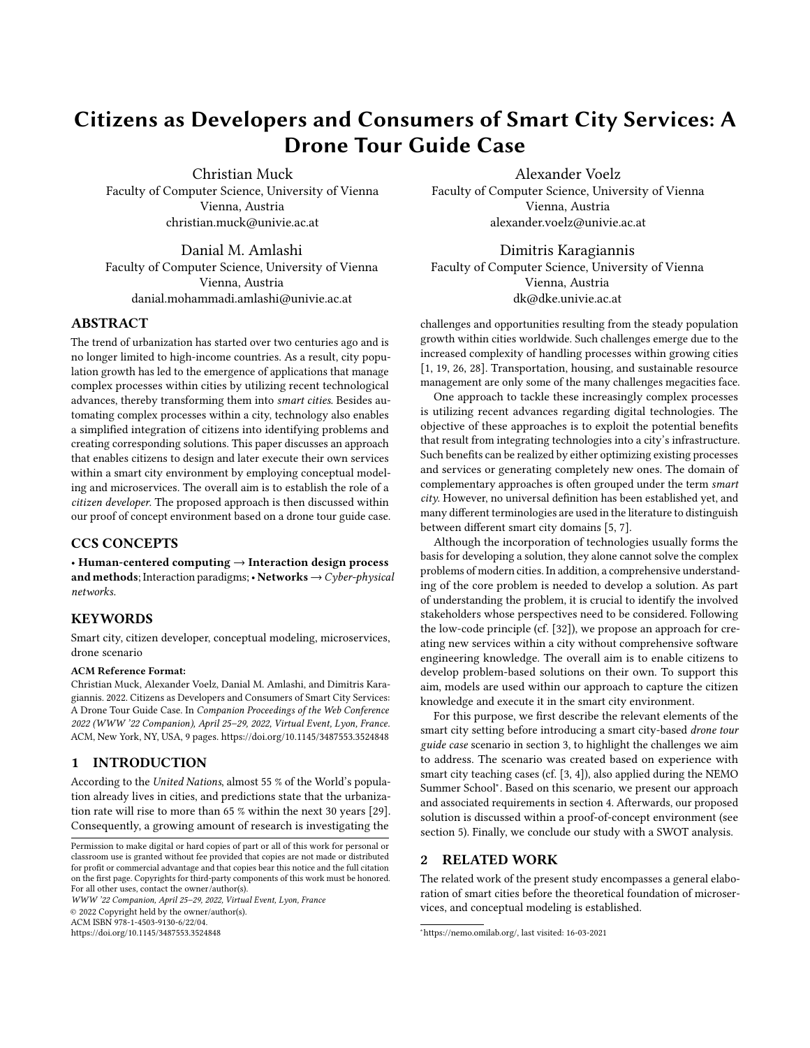# Citizens as Developers and Consumers of Smart City Services: A Drone Tour Guide Case

Christian Muck
Faculty of Computer Science, University of Vienna
Vienna, Austria
christian.muck@univie.ac.at

Alexander Voelz
Faculty of Computer Science, University of Vienna
Vienna, Austria
alexander.voelz@univie.ac.at

Danial M. Amlashi
Faculty of Computer Science, University of Vienna
Vienna, Austria
danial.mohammadi.amlashi@univie.ac.at

Dimitris Karagiannis
Faculty of Computer Science, University of Vienna
Vienna, Austria
dk@dke.univie.ac.at

## ABSTRACT

The trend of urbanization has started over two centuries ago and is no longer limited to high-income countries. As a result, city population growth has led to the emergence of applications that manage complex processes within cities by utilizing recent technological advances, thereby transforming them into *smart cities*. Besides automating complex processes within a city, technology also enables a simplified integration of citizens into identifying problems and creating corresponding solutions. This paper discusses an approach that enables citizens to design and later execute their own services within a smart city environment by employing conceptual modeling and microservices. The overall aim is to establish the role of a *citizen developer*. The proposed approach is then discussed within our proof of concept environment based on a drone tour guide case.

## CCS CONCEPTS

• **Human-centered computing → Interaction design process and methods**; Interaction paradigms; • **Networks →** *Cyber-physical networks.*

## KEYWORDS

Smart city, citizen developer, conceptual modeling, microservices, drone scenario

**ACM Reference Format:**
Christian Muck, Alexander Voelz, Danial M. Amlashi, and Dimitris Karagiannis. 2022. Citizens as Developers and Consumers of Smart City Services: A Drone Tour Guide Case. In *Companion Proceedings of the Web Conference 2022 (WWW '22 Companion), April 25–29, 2022, Virtual Event, Lyon, France.* ACM, New York, NY, USA, 9 pages. https://doi.org/10.1145/3487553.3524848

## 1 INTRODUCTION

According to the *United Nations*, almost 55 % of the World's population already lives in cities, and predictions state that the urbanization rate will rise to more than 65 % within the next 30 years [29]. Consequently, a growing amount of research is investigating the challenges and opportunities resulting from the steady population growth within cities worldwide. Such challenges emerge due to the increased complexity of handling processes within growing cities [1, 19, 26, 28]. Transportation, housing, and sustainable resource management are only some of the many challenges megacities face.

One approach to tackle these increasingly complex processes is utilizing recent advances regarding digital technologies. The objective of these approaches is to exploit the potential benefits that result from integrating technologies into a city's infrastructure. Such benefits can be realized by either optimizing existing processes and services or generating completely new ones. The domain of complementary approaches is often grouped under the term *smart city*. However, no universal definition has been established yet, and many different terminologies are used in the literature to distinguish between different smart city domains [5, 7].

Although the incorporation of technologies usually forms the basis for developing a solution, they alone cannot solve the complex problems of modern cities. In addition, a comprehensive understanding of the core problem is needed to develop a solution. As part of understanding the problem, it is crucial to identify the involved stakeholders whose perspectives need to be considered. Following the low-code principle (cf. [32]), we propose an approach for creating new services within a city without comprehensive software engineering knowledge. The overall aim is to enable citizens to develop problem-based solutions on their own. To support this aim, models are used within our approach to capture the citizen knowledge and execute it in the smart city environment.

For this purpose, we first describe the relevant elements of the smart city setting before introducing a smart city-based *drone tour guide case* scenario in section 3, to highlight the challenges we aim to address. The scenario was created based on experience with smart city teaching cases (cf. [3, 4]), also applied during the NEMO Summer School*. Based on this scenario, we present our approach and associated requirements in section 4. Afterwards, our proposed solution is discussed within a proof-of-concept environment (see section 5). Finally, we conclude our study with a SWOT analysis.

## 2 RELATED WORK

The related work of the present study encompasses a general elaboration of smart cities before the theoretical foundation of microservices, and conceptual modeling is established.

Permission to make digital or hard copies of part or all of this work for personal or classroom use is granted without fee provided that copies are not made or distributed for profit or commercial advantage and that copies bear this notice and the full citation on the first page. Copyrights for third-party components of this work must be honored. For all other uses, contact the owner/author(s).
*WWW '22 Companion, April 25–29, 2022, Virtual Event, Lyon, France*
© 2022 Copyright held by the owner/author(s).
ACM ISBN 978-1-4503-9130-6/22/04.
https://doi.org/10.1145/3487553.3524848

*https://nemo.omilab.org/, last visited: 16-03-2021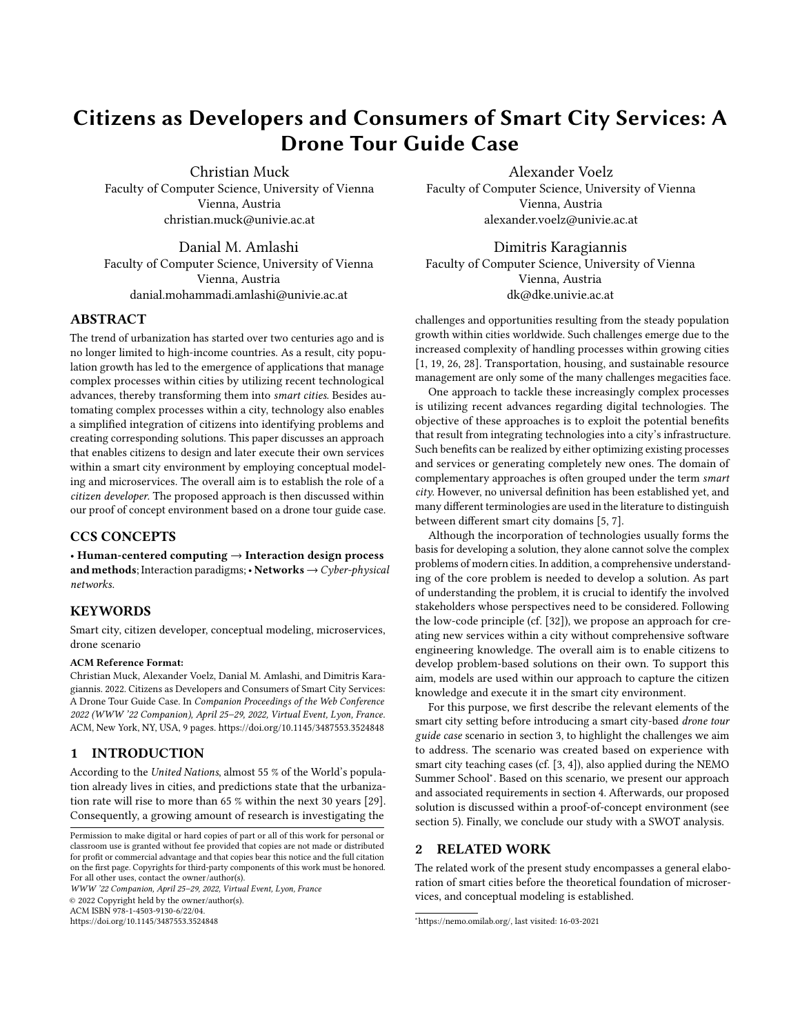# Citizens as Developers and Consumers of Smart City Services: A Drone Tour Guide Case

Christian Muck
Faculty of Computer Science, University of Vienna
Vienna, Austria
christian.muck@univie.ac.at

Alexander Voelz
Faculty of Computer Science, University of Vienna
Vienna, Austria
alexander.voelz@univie.ac.at

Danial M. Amlashi
Faculty of Computer Science, University of Vienna
Vienna, Austria
danial.mohammadi.amlashi@univie.ac.at

Dimitris Karagiannis
Faculty of Computer Science, University of Vienna
Vienna, Austria
dk@dke.univie.ac.at

## ABSTRACT

The trend of urbanization has started over two centuries ago and is no longer limited to high-income countries. As a result, city population growth has led to the emergence of applications that manage complex processes within cities by utilizing recent technological advances, thereby transforming them into *smart cities*. Besides automating complex processes within a city, technology also enables a simplified integration of citizens into identifying problems and creating corresponding solutions. This paper discusses an approach that enables citizens to design and later execute their own services within a smart city environment by employing conceptual modeling and microservices. The overall aim is to establish the role of a *citizen developer*. The proposed approach is then discussed within our proof of concept environment based on a drone tour guide case.

## CCS CONCEPTS

• **Human-centered computing** → **Interaction design process and methods**; Interaction paradigms; • **Networks** → *Cyber-physical networks*.

## KEYWORDS

Smart city, citizen developer, conceptual modeling, microservices, drone scenario

**ACM Reference Format:**
Christian Muck, Alexander Voelz, Danial M. Amlashi, and Dimitris Karagiannis. 2022. Citizens as Developers and Consumers of Smart City Services: A Drone Tour Guide Case. In *Companion Proceedings of the Web Conference 2022 (WWW '22 Companion), April 25–29, 2022, Virtual Event, Lyon, France.* ACM, New York, NY, USA, 9 pages. https://doi.org/10.1145/3487553.3524848

## 1 INTRODUCTION

According to the *United Nations*, almost 55 % of the World's population already lives in cities, and predictions state that the urbanization rate will rise to more than 65 % within the next 30 years [29]. Consequently, a growing amount of research is investigating the challenges and opportunities resulting from the steady population growth within cities worldwide. Such challenges emerge due to the increased complexity of handling processes within growing cities [1, 19, 26, 28]. Transportation, housing, and sustainable resource management are only some of the many challenges megacities face.

One approach to tackle these increasingly complex processes is utilizing recent advances regarding digital technologies. The objective of these approaches is to exploit the potential benefits that result from integrating technologies into a city's infrastructure. Such benefits can be realized by either optimizing existing processes and services or generating completely new ones. The domain of complementary approaches is often grouped under the term *smart city*. However, no universal definition has been established yet, and many different terminologies are used in the literature to distinguish between different smart city domains [5, 7].

Although the incorporation of technologies usually forms the basis for developing a solution, they alone cannot solve the complex problems of modern cities. In addition, a comprehensive understanding of the core problem is needed to develop a solution. As part of understanding the problem, it is crucial to identify the involved stakeholders whose perspectives need to be considered. Following the low-code principle (cf. [32]), we propose an approach for creating new services within a city without comprehensive software engineering knowledge. The overall aim is to enable citizens to develop problem-based solutions on their own. To support this aim, models are used within our approach to capture the citizen knowledge and execute it in the smart city environment.

For this purpose, we first describe the relevant elements of the smart city setting before introducing a smart city-based *drone tour guide case* scenario in section 3, to highlight the challenges we aim to address. The scenario was created based on experience with smart city teaching cases (cf. [3, 4]), also applied during the NEMO Summer School*. Based on this scenario, we present our approach and associated requirements in section 4. Afterwards, our proposed solution is discussed within a proof-of-concept environment (see section 5). Finally, we conclude our study with a SWOT analysis.

## 2 RELATED WORK

The related work of the present study encompasses a general elaboration of smart cities before the theoretical foundation of microservices, and conceptual modeling is established.

Permission to make digital or hard copies of part or all of this work for personal or classroom use is granted without fee provided that copies are not made or distributed for profit or commercial advantage and that copies bear this notice and the full citation on the first page. Copyrights for third-party components of this work must be honored. For all other uses, contact the owner/author(s).
*WWW '22 Companion, April 25–29, 2022, Virtual Event, Lyon, France*
© 2022 Copyright held by the owner/author(s).
ACM ISBN 978-1-4503-9130-6/22/04.
https://doi.org/10.1145/3487553.3524848

*https://nemo.omilab.org/, last visited: 16-03-2021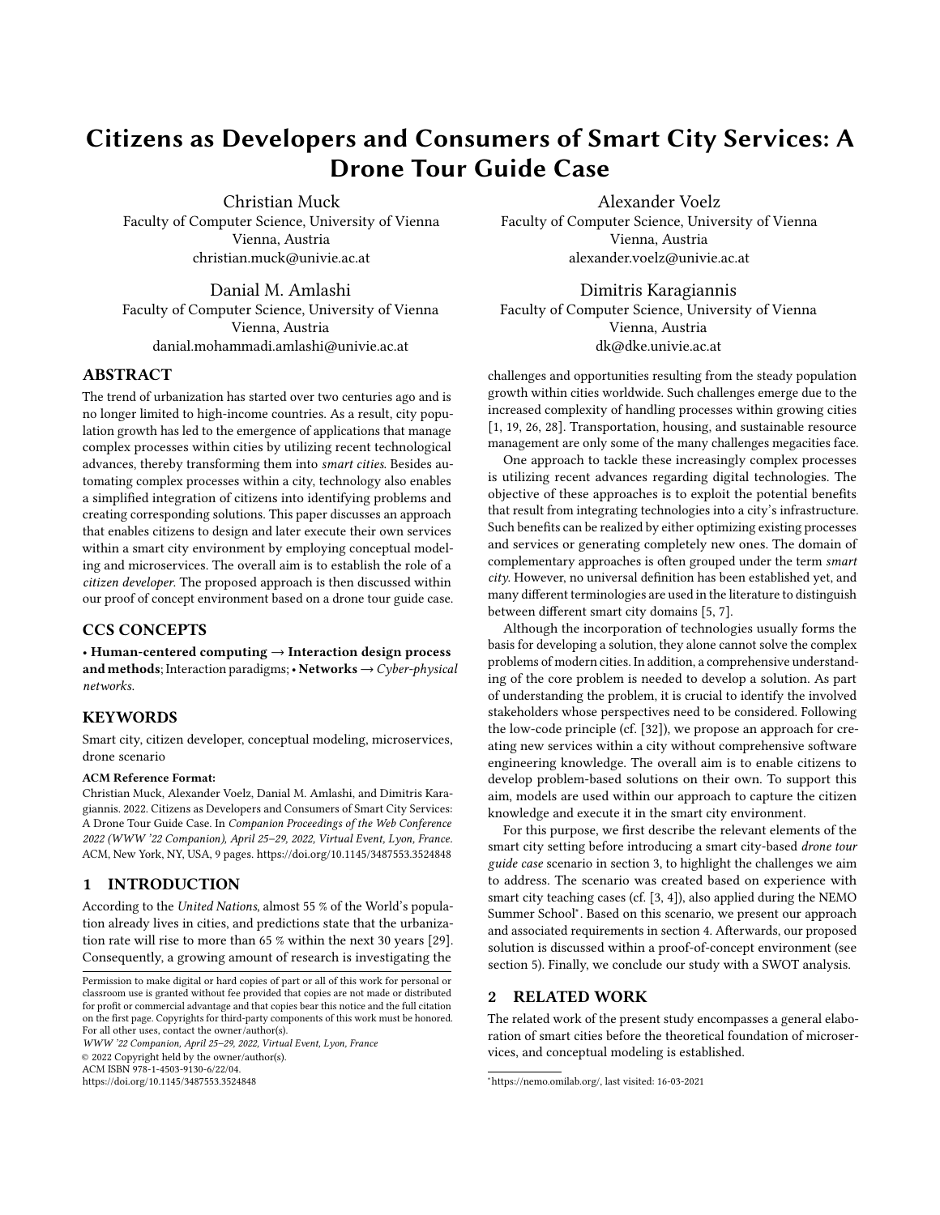# Citizens as Developers and Consumers of Smart City Services: A Drone Tour Guide Case

Christian Muck
Faculty of Computer Science, University of Vienna
Vienna, Austria
christian.muck@univie.ac.at

Alexander Voelz
Faculty of Computer Science, University of Vienna
Vienna, Austria
alexander.voelz@univie.ac.at

Danial M. Amlashi
Faculty of Computer Science, University of Vienna
Vienna, Austria
danial.mohammadi.amlashi@univie.ac.at

Dimitris Karagiannis
Faculty of Computer Science, University of Vienna
Vienna, Austria
dk@dke.univie.ac.at

## ABSTRACT

The trend of urbanization has started over two centuries ago and is no longer limited to high-income countries. As a result, city population growth has led to the emergence of applications that manage complex processes within cities by utilizing recent technological advances, thereby transforming them into *smart cities*. Besides automating complex processes within a city, technology also enables a simplified integration of citizens into identifying problems and creating corresponding solutions. This paper discusses an approach that enables citizens to design and later execute their own services within a smart city environment by employing conceptual modeling and microservices. The overall aim is to establish the role of a *citizen developer*. The proposed approach is then discussed within our proof of concept environment based on a drone tour guide case.

## CCS CONCEPTS

• **Human-centered computing → Interaction design process and methods**; Interaction paradigms; • **Networks** → *Cyber-physical networks*.

## KEYWORDS

Smart city, citizen developer, conceptual modeling, microservices, drone scenario

**ACM Reference Format:**

Christian Muck, Alexander Voelz, Danial M. Amlashi, and Dimitris Karagiannis. 2022. Citizens as Developers and Consumers of Smart City Services: A Drone Tour Guide Case. In *Companion Proceedings of the Web Conference 2022 (WWW '22 Companion), April 25–29, 2022, Virtual Event, Lyon, France.* ACM, New York, NY, USA, 9 pages. https://doi.org/10.1145/3487553.3524848

## 1 INTRODUCTION

According to the *United Nations*, almost 55 % of the World's population already lives in cities, and predictions state that the urbanization rate will rise to more than 65 % within the next 30 years [29]. Consequently, a growing amount of research is investigating the challenges and opportunities resulting from the steady population growth within cities worldwide. Such challenges emerge due to the increased complexity of handling processes within growing cities [1, 19, 26, 28]. Transportation, housing, and sustainable resource management are only some of the many challenges megacities face.

One approach to tackle these increasingly complex processes is utilizing recent advances regarding digital technologies. The objective of these approaches is to exploit the potential benefits that result from integrating technologies into a city's infrastructure. Such benefits can be realized by either optimizing existing processes and services or generating completely new ones. The domain of complementary approaches is often grouped under the term *smart city*. However, no universal definition has been established yet, and many different terminologies are used in the literature to distinguish between different smart city domains [5, 7].

Although the incorporation of technologies usually forms the basis for developing a solution, they alone cannot solve the complex problems of modern cities. In addition, a comprehensive understanding of the core problem is needed to develop a solution. As part of understanding the problem, it is crucial to identify the involved stakeholders whose perspectives need to be considered. Following the low-code principle (cf. [32]), we propose an approach for creating new services within a city without comprehensive software engineering knowledge. The overall aim is to enable citizens to develop problem-based solutions on their own. To support this aim, models are used within our approach to capture the citizen knowledge and execute it in the smart city environment.

For this purpose, we first describe the relevant elements of the smart city setting before introducing a smart city-based *drone tour guide case* scenario in section 3, to highlight the challenges we aim to address. The scenario was created based on experience with smart city teaching cases (cf. [3, 4]), also applied during the NEMO Summer School*. Based on this scenario, we present our approach and associated requirements in section 4. Afterwards, our proposed solution is discussed within a proof-of-concept environment (see section 5). Finally, we conclude our study with a SWOT analysis.

## 2 RELATED WORK

The related work of the present study encompasses a general elaboration of smart cities before the theoretical foundation of microservices, and conceptual modeling is established.

Permission to make digital or hard copies of part or all of this work for personal or classroom use is granted without fee provided that copies are not made or distributed for profit or commercial advantage and that copies bear this notice and the full citation on the first page. Copyrights for third-party components of this work must be honored. For all other uses, contact the owner/author(s).
*WWW '22 Companion, April 25–29, 2022, Virtual Event, Lyon, France*
© 2022 Copyright held by the owner/author(s).
ACM ISBN 978-1-4503-9130-6/22/04.
https://doi.org/10.1145/3487553.3524848

*https://nemo.omilab.org/, last visited: 16-03-2021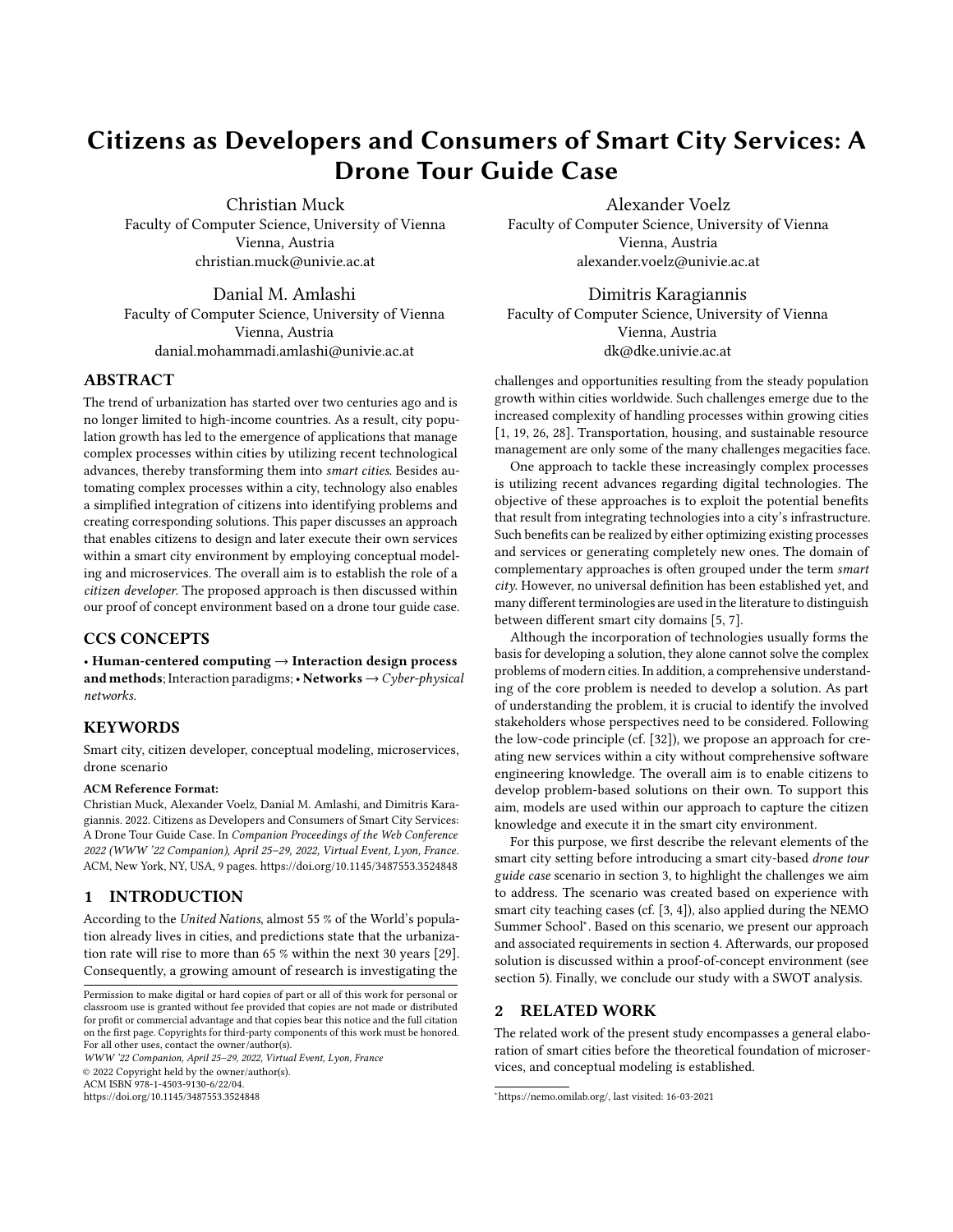# Citizens as Developers and Consumers of Smart City Services: A Drone Tour Guide Case

Christian Muck
Faculty of Computer Science, University of Vienna
Vienna, Austria
christian.muck@univie.ac.at

Alexander Voelz
Faculty of Computer Science, University of Vienna
Vienna, Austria
alexander.voelz@univie.ac.at

Danial M. Amlashi
Faculty of Computer Science, University of Vienna
Vienna, Austria
danial.mohammadi.amlashi@univie.ac.at

Dimitris Karagiannis
Faculty of Computer Science, University of Vienna
Vienna, Austria
dk@dke.univie.ac.at

## ABSTRACT

The trend of urbanization has started over two centuries ago and is no longer limited to high-income countries. As a result, city population growth has led to the emergence of applications that manage complex processes within cities by utilizing recent technological advances, thereby transforming them into *smart cities*. Besides automating complex processes within a city, technology also enables a simplified integration of citizens into identifying problems and creating corresponding solutions. This paper discusses an approach that enables citizens to design and later execute their own services within a smart city environment by employing conceptual modeling and microservices. The overall aim is to establish the role of a *citizen developer*. The proposed approach is then discussed within our proof of concept environment based on a drone tour guide case.

## CCS CONCEPTS

• **Human-centered computing** → **Interaction design process and methods**; Interaction paradigms; • **Networks** → *Cyber-physical networks*.

## KEYWORDS

Smart city, citizen developer, conceptual modeling, microservices, drone scenario

**ACM Reference Format:**

Christian Muck, Alexander Voelz, Danial M. Amlashi, and Dimitris Karagiannis. 2022. Citizens as Developers and Consumers of Smart City Services: A Drone Tour Guide Case. In *Companion Proceedings of the Web Conference 2022 (WWW '22 Companion), April 25–29, 2022, Virtual Event, Lyon, France.* ACM, New York, NY, USA, 9 pages. https://doi.org/10.1145/3487553.3524848

## 1 INTRODUCTION

According to the *United Nations*, almost 55 % of the World's population already lives in cities, and predictions state that the urbanization rate will rise to more than 65 % within the next 30 years [29]. Consequently, a growing amount of research is investigating the challenges and opportunities resulting from the steady population growth within cities worldwide. Such challenges emerge due to the increased complexity of handling processes within growing cities [1, 19, 26, 28]. Transportation, housing, and sustainable resource management are only some of the many challenges megacities face.

One approach to tackle these increasingly complex processes is utilizing recent advances regarding digital technologies. The objective of these approaches is to exploit the potential benefits that result from integrating technologies into a city's infrastructure. Such benefits can be realized by either optimizing existing processes and services or generating completely new ones. The domain of complementary approaches is often grouped under the term *smart city*. However, no universal definition has been established yet, and many different terminologies are used in the literature to distinguish between different smart city domains [5, 7].

Although the incorporation of technologies usually forms the basis for developing a solution, they alone cannot solve the complex problems of modern cities. In addition, a comprehensive understanding of the core problem is needed to develop a solution. As part of understanding the problem, it is crucial to identify the involved stakeholders whose perspectives need to be considered. Following the low-code principle (cf. [32]), we propose an approach for creating new services within a city without comprehensive software engineering knowledge. The overall aim is to enable citizens to develop problem-based solutions on their own. To support this aim, models are used within our approach to capture the citizen knowledge and execute it in the smart city environment.

For this purpose, we first describe the relevant elements of the smart city setting before introducing a smart city-based *drone tour guide case* scenario in section 3, to highlight the challenges we aim to address. The scenario was created based on experience with smart city teaching cases (cf. [3, 4]), also applied during the NEMO Summer School*. Based on this scenario, we present our approach and associated requirements in section 4. Afterwards, our proposed solution is discussed within a proof-of-concept environment (see section 5). Finally, we conclude our study with a SWOT analysis.

## 2 RELATED WORK

The related work of the present study encompasses a general elaboration of smart cities before the theoretical foundation of microservices, and conceptual modeling is established.

Permission to make digital or hard copies of part or all of this work for personal or classroom use is granted without fee provided that copies are not made or distributed for profit or commercial advantage and that copies bear this notice and the full citation on the first page. Copyrights for third-party components of this work must be honored. For all other uses, contact the owner/author(s).

*WWW '22 Companion, April 25–29, 2022, Virtual Event, Lyon, France*

© 2022 Copyright held by the owner/author(s).

ACM ISBN 978-1-4503-9130-6/22/04.

https://doi.org/10.1145/3487553.3524848

*https://nemo.omilab.org/, last visited: 16-03-2021